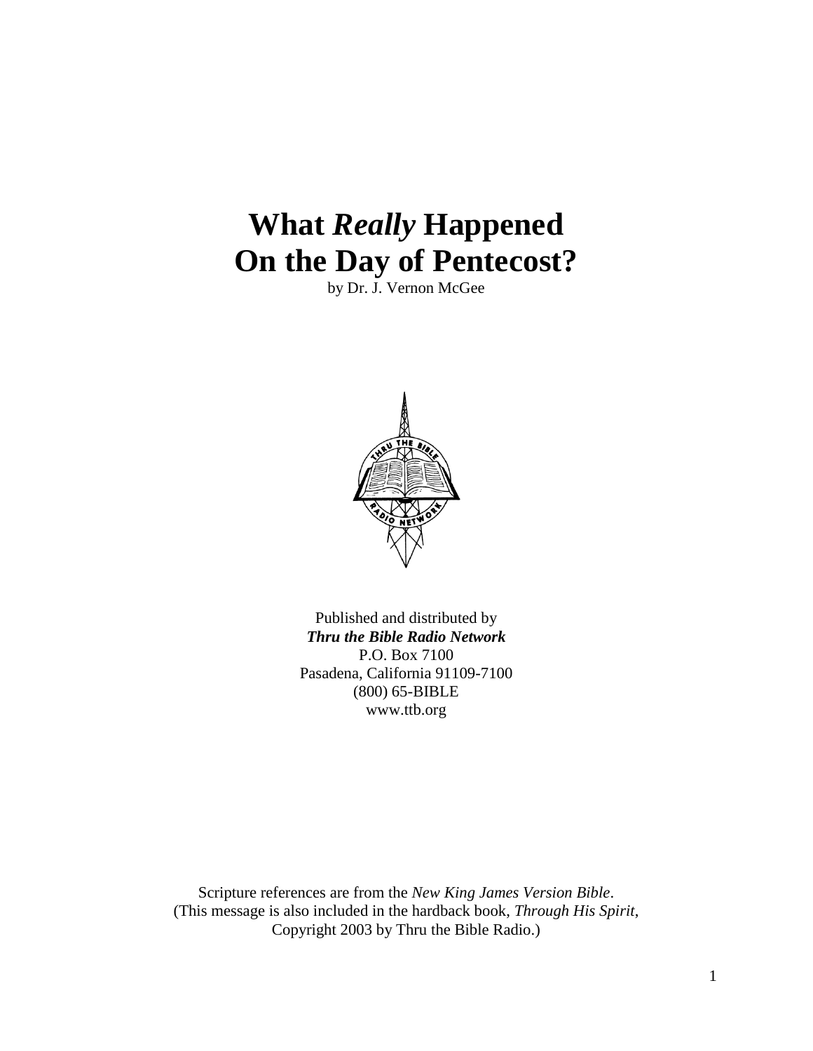# What *Really* Happened On the Day of Pentecost?

by Dr. J. Vernon McGee

Published and distributed by
***Thru the Bible Radio Network***
P.O. Box 7100
Pasadena, California 91109-7100
(800) 65-BIBLE
www.ttb.org

Scripture references are from the *New King James Version Bible*.
(This message is also included in the hardback book, *Through His Spirit*,
Copyright 2003 by Thru the Bible Radio.)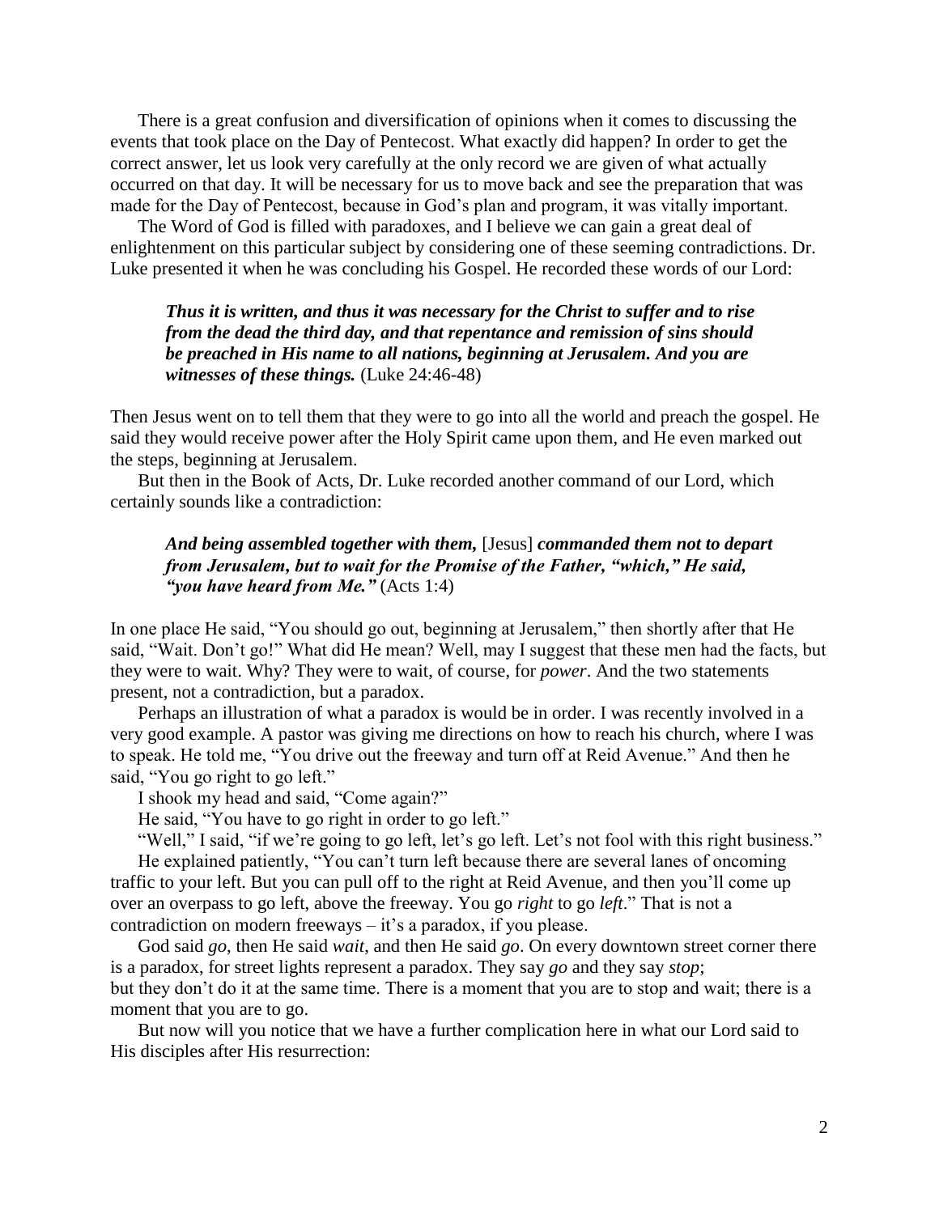There is a great confusion and diversification of opinions when it comes to discussing the events that took place on the Day of Pentecost. What exactly did happen? In order to get the correct answer, let us look very carefully at the only record we are given of what actually occurred on that day. It will be necessary for us to move back and see the preparation that was made for the Day of Pentecost, because in God's plan and program, it was vitally important.

The Word of God is filled with paradoxes, and I believe we can gain a great deal of enlightenment on this particular subject by considering one of these seeming contradictions. Dr. Luke presented it when he was concluding his Gospel. He recorded these words of our Lord:

> ***Thus it is written, and thus it was necessary for the Christ to suffer and to rise from the dead the third day, and that repentance and remission of sins should be preached in His name to all nations, beginning at Jerusalem. And you are witnesses of these things.*** (Luke 24:46-48)

Then Jesus went on to tell them that they were to go into all the world and preach the gospel. He said they would receive power after the Holy Spirit came upon them, and He even marked out the steps, beginning at Jerusalem.

But then in the Book of Acts, Dr. Luke recorded another command of our Lord, which certainly sounds like a contradiction:

> ***And being assembled together with them,*** [Jesus] ***commanded them not to depart from Jerusalem, but to wait for the Promise of the Father, "which," He said, "you have heard from Me."*** (Acts 1:4)

In one place He said, "You should go out, beginning at Jerusalem," then shortly after that He said, "Wait. Don't go!" What did He mean? Well, may I suggest that these men had the facts, but they were to wait. Why? They were to wait, of course, for *power*. And the two statements present, not a contradiction, but a paradox.

Perhaps an illustration of what a paradox is would be in order. I was recently involved in a very good example. A pastor was giving me directions on how to reach his church, where I was to speak. He told me, "You drive out the freeway and turn off at Reid Avenue." And then he said, "You go right to go left."

I shook my head and said, "Come again?"

He said, "You have to go right in order to go left."

"Well," I said, "if we're going to go left, let's go left. Let's not fool with this right business."

He explained patiently, "You can't turn left because there are several lanes of oncoming traffic to your left. But you can pull off to the right at Reid Avenue, and then you'll come up over an overpass to go left, above the freeway. You go *right* to go *left*." That is not a contradiction on modern freeways – it's a paradox, if you please.

God said *go*, then He said *wait*, and then He said *go*. On every downtown street corner there is a paradox, for street lights represent a paradox. They say *go* and they say *stop*; but they don't do it at the same time. There is a moment that you are to stop and wait; there is a moment that you are to go.

But now will you notice that we have a further complication here in what our Lord said to His disciples after His resurrection: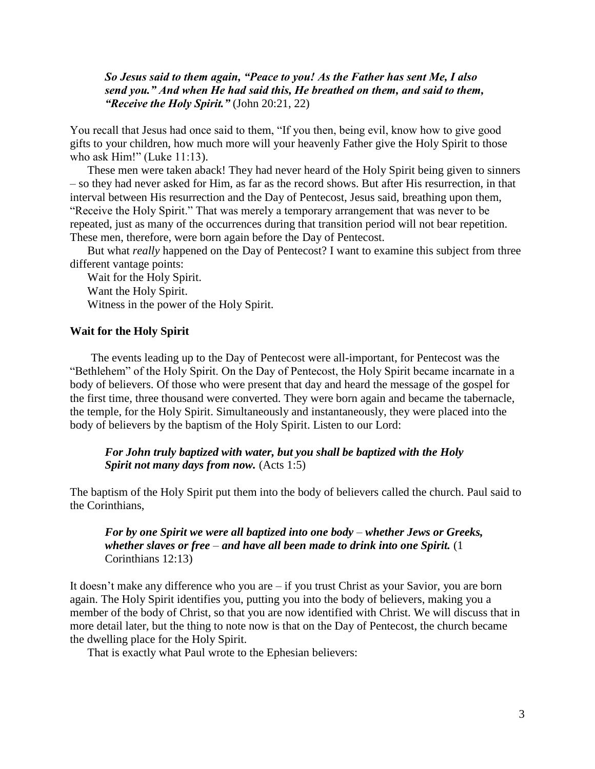> ***So Jesus said to them again, "Peace to you! As the Father has sent Me, I also send you." And when He had said this, He breathed on them, and said to them, "Receive the Holy Spirit."*** (John 20:21, 22)

You recall that Jesus had once said to them, "If you then, being evil, know how to give good gifts to your children, how much more will your heavenly Father give the Holy Spirit to those who ask Him!" (Luke 11:13).

These men were taken aback! They had never heard of the Holy Spirit being given to sinners – so they had never asked for Him, as far as the record shows. But after His resurrection, in that interval between His resurrection and the Day of Pentecost, Jesus said, breathing upon them, "Receive the Holy Spirit." That was merely a temporary arrangement that was never to be repeated, just as many of the occurrences during that transition period will not bear repetition. These men, therefore, were born again before the Day of Pentecost.

But what *really* happened on the Day of Pentecost? I want to examine this subject from three different vantage points:

Wait for the Holy Spirit.
Want the Holy Spirit.
Witness in the power of the Holy Spirit.

**Wait for the Holy Spirit**

The events leading up to the Day of Pentecost were all-important, for Pentecost was the "Bethlehem" of the Holy Spirit. On the Day of Pentecost, the Holy Spirit became incarnate in a body of believers. Of those who were present that day and heard the message of the gospel for the first time, three thousand were converted. They were born again and became the tabernacle, the temple, for the Holy Spirit. Simultaneously and instantaneously, they were placed into the body of believers by the baptism of the Holy Spirit. Listen to our Lord:

> ***For John truly baptized with water, but you shall be baptized with the Holy Spirit not many days from now.*** (Acts 1:5)

The baptism of the Holy Spirit put them into the body of believers called the church. Paul said to the Corinthians,

> ***For by one Spirit we were all baptized into one body – whether Jews or Greeks, whether slaves or free – and have all been made to drink into one Spirit.*** (1 Corinthians 12:13)

It doesn't make any difference who you are – if you trust Christ as your Savior, you are born again. The Holy Spirit identifies you, putting you into the body of believers, making you a member of the body of Christ, so that you are now identified with Christ. We will discuss that in more detail later, but the thing to note now is that on the Day of Pentecost, the church became the dwelling place for the Holy Spirit.

That is exactly what Paul wrote to the Ephesian believers: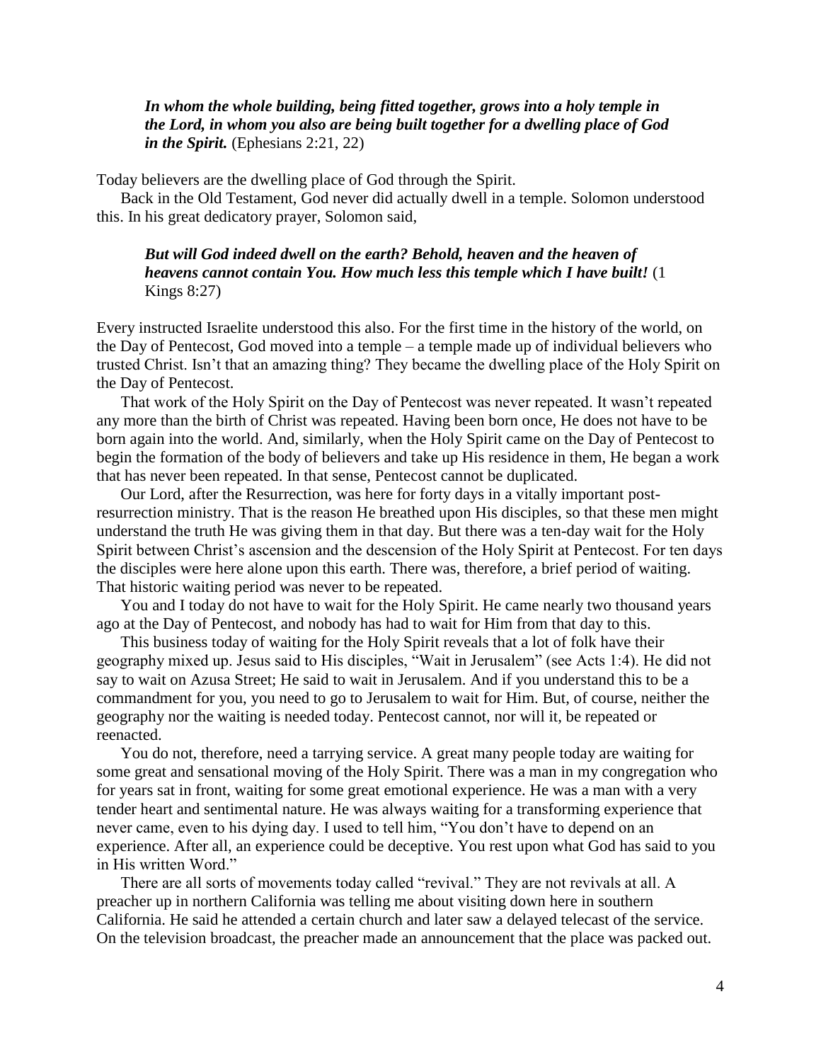> ***In whom the whole building, being fitted together, grows into a holy temple in the Lord, in whom you also are being built together for a dwelling place of God in the Spirit.*** (Ephesians 2:21, 22)

Today believers are the dwelling place of God through the Spirit.

Back in the Old Testament, God never did actually dwell in a temple. Solomon understood this. In his great dedicatory prayer, Solomon said,

> ***But will God indeed dwell on the earth? Behold, heaven and the heaven of heavens cannot contain You. How much less this temple which I have built!*** (1 Kings 8:27)

Every instructed Israelite understood this also. For the first time in the history of the world, on the Day of Pentecost, God moved into a temple – a temple made up of individual believers who trusted Christ. Isn't that an amazing thing? They became the dwelling place of the Holy Spirit on the Day of Pentecost.

That work of the Holy Spirit on the Day of Pentecost was never repeated. It wasn't repeated any more than the birth of Christ was repeated. Having been born once, He does not have to be born again into the world. And, similarly, when the Holy Spirit came on the Day of Pentecost to begin the formation of the body of believers and take up His residence in them, He began a work that has never been repeated. In that sense, Pentecost cannot be duplicated.

Our Lord, after the Resurrection, was here for forty days in a vitally important post-resurrection ministry. That is the reason He breathed upon His disciples, so that these men might understand the truth He was giving them in that day. But there was a ten-day wait for the Holy Spirit between Christ's ascension and the descension of the Holy Spirit at Pentecost. For ten days the disciples were here alone upon this earth. There was, therefore, a brief period of waiting. That historic waiting period was never to be repeated.

You and I today do not have to wait for the Holy Spirit. He came nearly two thousand years ago at the Day of Pentecost, and nobody has had to wait for Him from that day to this.

This business today of waiting for the Holy Spirit reveals that a lot of folk have their geography mixed up. Jesus said to His disciples, "Wait in Jerusalem" (see Acts 1:4). He did not say to wait on Azusa Street; He said to wait in Jerusalem. And if you understand this to be a commandment for you, you need to go to Jerusalem to wait for Him. But, of course, neither the geography nor the waiting is needed today. Pentecost cannot, nor will it, be repeated or reenacted.

You do not, therefore, need a tarrying service. A great many people today are waiting for some great and sensational moving of the Holy Spirit. There was a man in my congregation who for years sat in front, waiting for some great emotional experience. He was a man with a very tender heart and sentimental nature. He was always waiting for a transforming experience that never came, even to his dying day. I used to tell him, "You don't have to depend on an experience. After all, an experience could be deceptive. You rest upon what God has said to you in His written Word."

There are all sorts of movements today called "revival." They are not revivals at all. A preacher up in northern California was telling me about visiting down here in southern California. He said he attended a certain church and later saw a delayed telecast of the service. On the television broadcast, the preacher made an announcement that the place was packed out.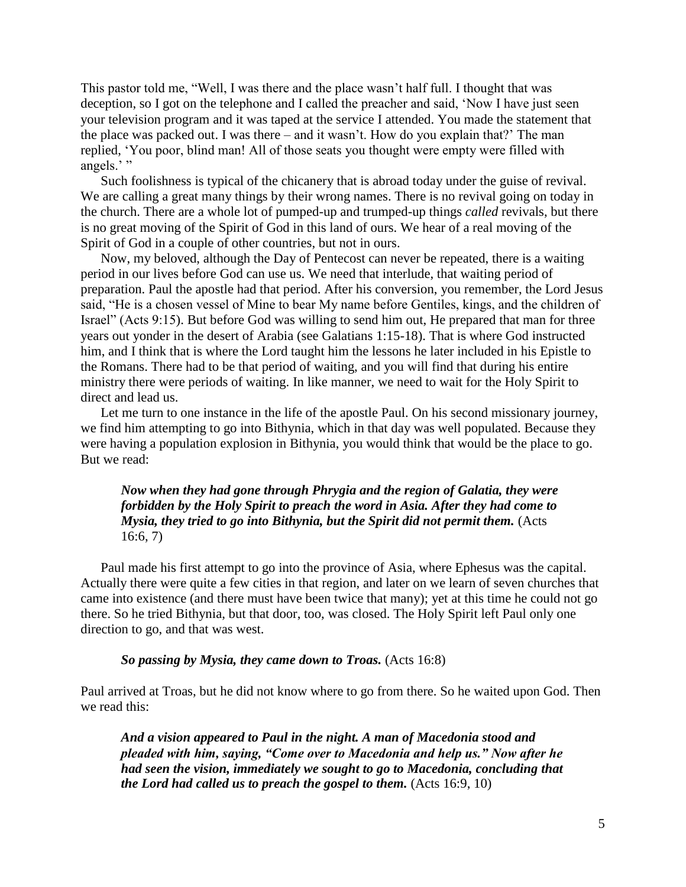This pastor told me, "Well, I was there and the place wasn't half full. I thought that was deception, so I got on the telephone and I called the preacher and said, 'Now I have just seen your television program and it was taped at the service I attended. You made the statement that the place was packed out. I was there – and it wasn't. How do you explain that?' The man replied, 'You poor, blind man! All of those seats you thought were empty were filled with angels.' "

Such foolishness is typical of the chicanery that is abroad today under the guise of revival. We are calling a great many things by their wrong names. There is no revival going on today in the church. There are a whole lot of pumped-up and trumped-up things *called* revivals, but there is no great moving of the Spirit of God in this land of ours. We hear of a real moving of the Spirit of God in a couple of other countries, but not in ours.

Now, my beloved, although the Day of Pentecost can never be repeated, there is a waiting period in our lives before God can use us. We need that interlude, that waiting period of preparation. Paul the apostle had that period. After his conversion, you remember, the Lord Jesus said, "He is a chosen vessel of Mine to bear My name before Gentiles, kings, and the children of Israel" (Acts 9:15). But before God was willing to send him out, He prepared that man for three years out yonder in the desert of Arabia (see Galatians 1:15-18). That is where God instructed him, and I think that is where the Lord taught him the lessons he later included in his Epistle to the Romans. There had to be that period of waiting, and you will find that during his entire ministry there were periods of waiting. In like manner, we need to wait for the Holy Spirit to direct and lead us.

Let me turn to one instance in the life of the apostle Paul. On his second missionary journey, we find him attempting to go into Bithynia, which in that day was well populated. Because they were having a population explosion in Bithynia, you would think that would be the place to go. But we read:

> ***Now when they had gone through Phrygia and the region of Galatia, they were forbidden by the Holy Spirit to preach the word in Asia. After they had come to Mysia, they tried to go into Bithynia, but the Spirit did not permit them.*** (Acts 16:6, 7)

Paul made his first attempt to go into the province of Asia, where Ephesus was the capital. Actually there were quite a few cities in that region, and later on we learn of seven churches that came into existence (and there must have been twice that many); yet at this time he could not go there. So he tried Bithynia, but that door, too, was closed. The Holy Spirit left Paul only one direction to go, and that was west.

> ***So passing by Mysia, they came down to Troas.*** (Acts 16:8)

Paul arrived at Troas, but he did not know where to go from there. So he waited upon God. Then we read this:

> ***And a vision appeared to Paul in the night. A man of Macedonia stood and pleaded with him, saying, "Come over to Macedonia and help us." Now after he had seen the vision, immediately we sought to go to Macedonia, concluding that the Lord had called us to preach the gospel to them.*** (Acts 16:9, 10)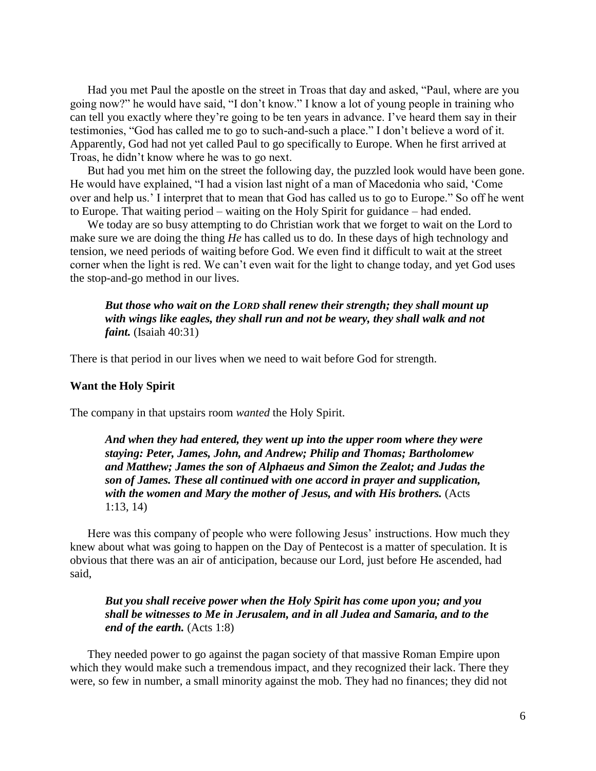Had you met Paul the apostle on the street in Troas that day and asked, "Paul, where are you going now?" he would have said, "I don't know." I know a lot of young people in training who can tell you exactly where they're going to be ten years in advance. I've heard them say in their testimonies, "God has called me to go to such-and-such a place." I don't believe a word of it. Apparently, God had not yet called Paul to go specifically to Europe. When he first arrived at Troas, he didn't know where he was to go next.

But had you met him on the street the following day, the puzzled look would have been gone. He would have explained, "I had a vision last night of a man of Macedonia who said, 'Come over and help us.' I interpret that to mean that God has called us to go to Europe." So off he went to Europe. That waiting period – waiting on the Holy Spirit for guidance – had ended.

We today are so busy attempting to do Christian work that we forget to wait on the Lord to make sure we are doing the thing *He* has called us to do. In these days of high technology and tension, we need periods of waiting before God. We even find it difficult to wait at the street corner when the light is red. We can't even wait for the light to change today, and yet God uses the stop-and-go method in our lives.

> ***But those who wait on the LORD shall renew their strength; they shall mount up with wings like eagles, they shall run and not be weary, they shall walk and not faint.*** (Isaiah 40:31)

There is that period in our lives when we need to wait before God for strength.

**Want the Holy Spirit**

The company in that upstairs room *wanted* the Holy Spirit.

> ***And when they had entered, they went up into the upper room where they were staying: Peter, James, John, and Andrew; Philip and Thomas; Bartholomew and Matthew; James the son of Alphaeus and Simon the Zealot; and Judas the son of James. These all continued with one accord in prayer and supplication, with the women and Mary the mother of Jesus, and with His brothers.*** (Acts 1:13, 14)

Here was this company of people who were following Jesus' instructions. How much they knew about what was going to happen on the Day of Pentecost is a matter of speculation. It is obvious that there was an air of anticipation, because our Lord, just before He ascended, had said,

> ***But you shall receive power when the Holy Spirit has come upon you; and you shall be witnesses to Me in Jerusalem, and in all Judea and Samaria, and to the end of the earth.*** (Acts 1:8)

They needed power to go against the pagan society of that massive Roman Empire upon which they would make such a tremendous impact, and they recognized their lack. There they were, so few in number, a small minority against the mob. They had no finances; they did not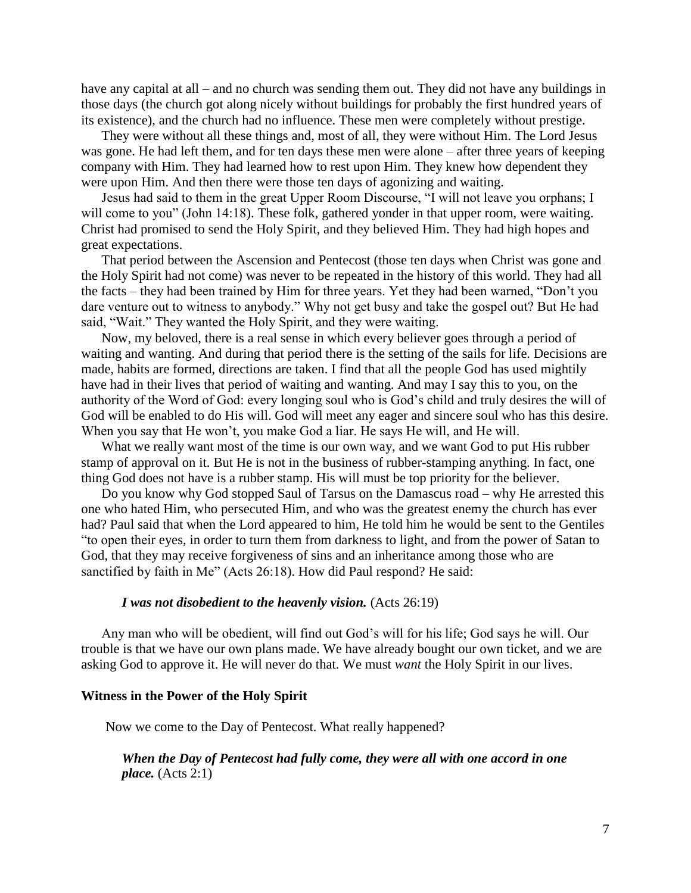have any capital at all – and no church was sending them out. They did not have any buildings in those days (the church got along nicely without buildings for probably the first hundred years of its existence), and the church had no influence. These men were completely without prestige.

They were without all these things and, most of all, they were without Him. The Lord Jesus was gone. He had left them, and for ten days these men were alone – after three years of keeping company with Him. They had learned how to rest upon Him. They knew how dependent they were upon Him. And then there were those ten days of agonizing and waiting.

Jesus had said to them in the great Upper Room Discourse, "I will not leave you orphans; I will come to you" (John 14:18). These folk, gathered yonder in that upper room, were waiting. Christ had promised to send the Holy Spirit, and they believed Him. They had high hopes and great expectations.

That period between the Ascension and Pentecost (those ten days when Christ was gone and the Holy Spirit had not come) was never to be repeated in the history of this world. They had all the facts – they had been trained by Him for three years. Yet they had been warned, "Don't you dare venture out to witness to anybody." Why not get busy and take the gospel out? But He had said, "Wait." They wanted the Holy Spirit, and they were waiting.

Now, my beloved, there is a real sense in which every believer goes through a period of waiting and wanting. And during that period there is the setting of the sails for life. Decisions are made, habits are formed, directions are taken. I find that all the people God has used mightily have had in their lives that period of waiting and wanting. And may I say this to you, on the authority of the Word of God: every longing soul who is God's child and truly desires the will of God will be enabled to do His will. God will meet any eager and sincere soul who has this desire. When you say that He won't, you make God a liar. He says He will, and He will.

What we really want most of the time is our own way, and we want God to put His rubber stamp of approval on it. But He is not in the business of rubber-stamping anything. In fact, one thing God does not have is a rubber stamp. His will must be top priority for the believer.

Do you know why God stopped Saul of Tarsus on the Damascus road – why He arrested this one who hated Him, who persecuted Him, and who was the greatest enemy the church has ever had? Paul said that when the Lord appeared to him, He told him he would be sent to the Gentiles "to open their eyes, in order to turn them from darkness to light, and from the power of Satan to God, that they may receive forgiveness of sins and an inheritance among those who are sanctified by faith in Me" (Acts 26:18). How did Paul respond? He said:

> ***I was not disobedient to the heavenly vision.*** (Acts 26:19)

Any man who will be obedient, will find out God's will for his life; God says he will. Our trouble is that we have our own plans made. We have already bought our own ticket, and we are asking God to approve it. He will never do that. We must *want* the Holy Spirit in our lives.

**Witness in the Power of the Holy Spirit**

Now we come to the Day of Pentecost. What really happened?

> ***When the Day of Pentecost had fully come, they were all with one accord in one place.*** (Acts 2:1)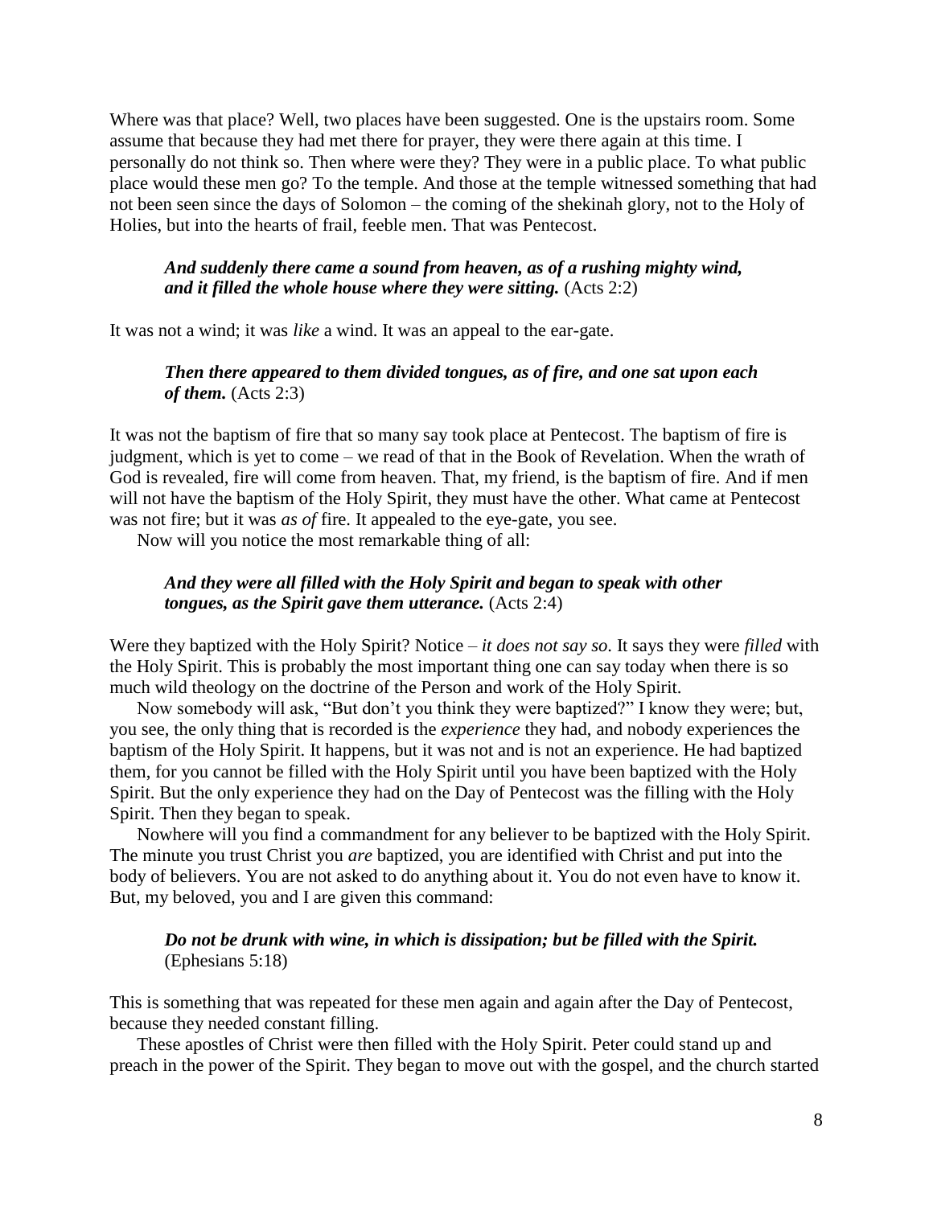Where was that place? Well, two places have been suggested. One is the upstairs room. Some assume that because they had met there for prayer, they were there again at this time. I personally do not think so. Then where were they? They were in a public place. To what public place would these men go? To the temple. And those at the temple witnessed something that had not been seen since the days of Solomon – the coming of the shekinah glory, not to the Holy of Holies, but into the hearts of frail, feeble men. That was Pentecost.

> ***And suddenly there came a sound from heaven, as of a rushing mighty wind, and it filled the whole house where they were sitting.*** (Acts 2:2)

It was not a wind; it was *like* a wind. It was an appeal to the ear-gate.

> ***Then there appeared to them divided tongues, as of fire, and one sat upon each of them.*** (Acts 2:3)

It was not the baptism of fire that so many say took place at Pentecost. The baptism of fire is judgment, which is yet to come – we read of that in the Book of Revelation. When the wrath of God is revealed, fire will come from heaven. That, my friend, is the baptism of fire. And if men will not have the baptism of the Holy Spirit, they must have the other. What came at Pentecost was not fire; but it was *as of* fire. It appealed to the eye-gate, you see.

Now will you notice the most remarkable thing of all:

> ***And they were all filled with the Holy Spirit and began to speak with other tongues, as the Spirit gave them utterance.*** (Acts 2:4)

Were they baptized with the Holy Spirit? Notice – *it does not say so.* It says they were *filled* with the Holy Spirit. This is probably the most important thing one can say today when there is so much wild theology on the doctrine of the Person and work of the Holy Spirit.

Now somebody will ask, "But don't you think they were baptized?" I know they were; but, you see, the only thing that is recorded is the *experience* they had, and nobody experiences the baptism of the Holy Spirit. It happens, but it was not and is not an experience. He had baptized them, for you cannot be filled with the Holy Spirit until you have been baptized with the Holy Spirit. But the only experience they had on the Day of Pentecost was the filling with the Holy Spirit. Then they began to speak.

Nowhere will you find a commandment for any believer to be baptized with the Holy Spirit. The minute you trust Christ you *are* baptized, you are identified with Christ and put into the body of believers. You are not asked to do anything about it. You do not even have to know it. But, my beloved, you and I are given this command:

> ***Do not be drunk with wine, in which is dissipation; but be filled with the Spirit.*** (Ephesians 5:18)

This is something that was repeated for these men again and again after the Day of Pentecost, because they needed constant filling.

These apostles of Christ were then filled with the Holy Spirit. Peter could stand up and preach in the power of the Spirit. They began to move out with the gospel, and the church started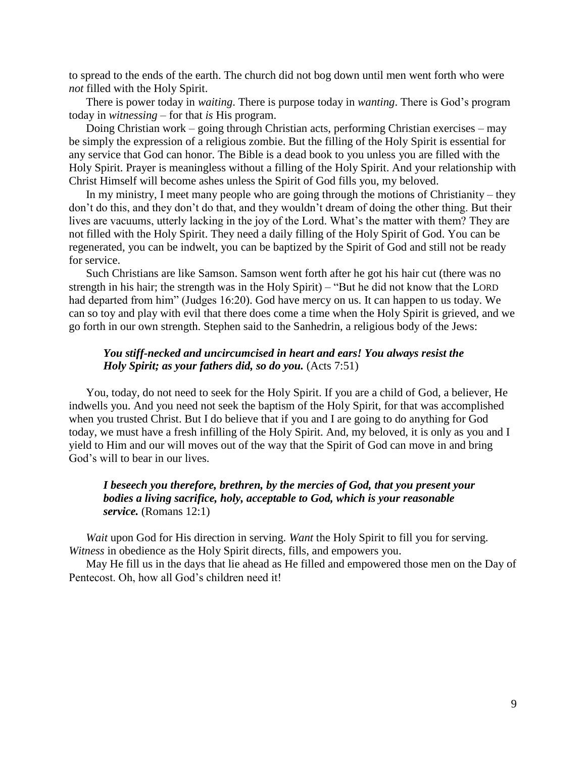to spread to the ends of the earth. The church did not bog down until men went forth who were *not* filled with the Holy Spirit.

There is power today in *waiting*. There is purpose today in *wanting*. There is God's program today in *witnessing* – for that *is* His program.

Doing Christian work – going through Christian acts, performing Christian exercises – may be simply the expression of a religious zombie. But the filling of the Holy Spirit is essential for any service that God can honor. The Bible is a dead book to you unless you are filled with the Holy Spirit. Prayer is meaningless without a filling of the Holy Spirit. And your relationship with Christ Himself will become ashes unless the Spirit of God fills you, my beloved.

In my ministry, I meet many people who are going through the motions of Christianity – they don't do this, and they don't do that, and they wouldn't dream of doing the other thing. But their lives are vacuums, utterly lacking in the joy of the Lord. What's the matter with them? They are not filled with the Holy Spirit. They need a daily filling of the Holy Spirit of God. You can be regenerated, you can be indwelt, you can be baptized by the Spirit of God and still not be ready for service.

Such Christians are like Samson. Samson went forth after he got his hair cut (there was no strength in his hair; the strength was in the Holy Spirit) – "But he did not know that the LORD had departed from him" (Judges 16:20). God have mercy on us. It can happen to us today. We can so toy and play with evil that there does come a time when the Holy Spirit is grieved, and we go forth in our own strength. Stephen said to the Sanhedrin, a religious body of the Jews:

> ***You stiff-necked and uncircumcised in heart and ears! You always resist the Holy Spirit; as your fathers did, so do you.*** (Acts 7:51)

You, today, do not need to seek for the Holy Spirit. If you are a child of God, a believer, He indwells you. And you need not seek the baptism of the Holy Spirit, for that was accomplished when you trusted Christ. But I do believe that if you and I are going to do anything for God today, we must have a fresh infilling of the Holy Spirit. And, my beloved, it is only as you and I yield to Him and our will moves out of the way that the Spirit of God can move in and bring God's will to bear in our lives.

> ***I beseech you therefore, brethren, by the mercies of God, that you present your bodies a living sacrifice, holy, acceptable to God, which is your reasonable service.*** (Romans 12:1)

*Wait* upon God for His direction in serving. *Want* the Holy Spirit to fill you for serving. *Witness* in obedience as the Holy Spirit directs, fills, and empowers you.

May He fill us in the days that lie ahead as He filled and empowered those men on the Day of Pentecost. Oh, how all God's children need it!